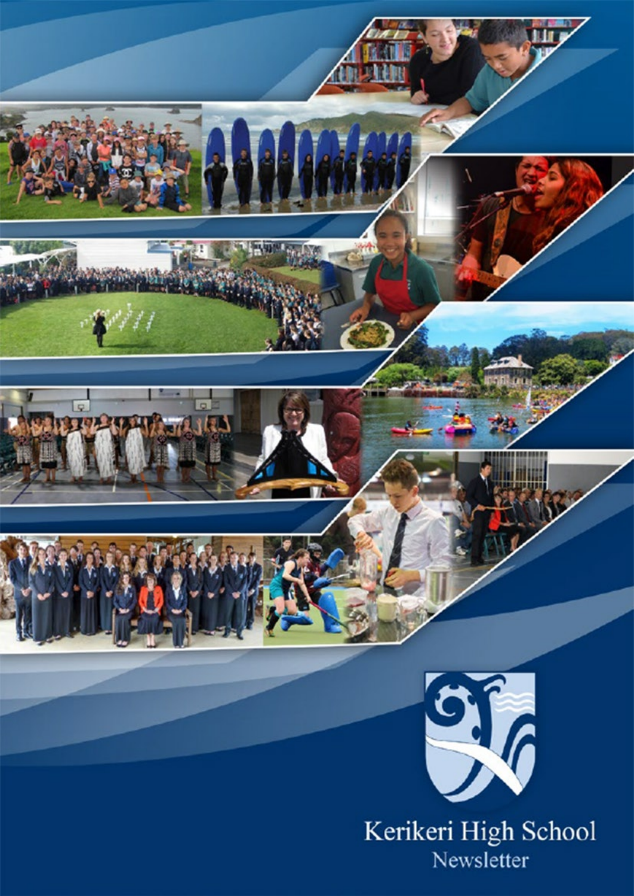# Kerikeri High School

## Newsletter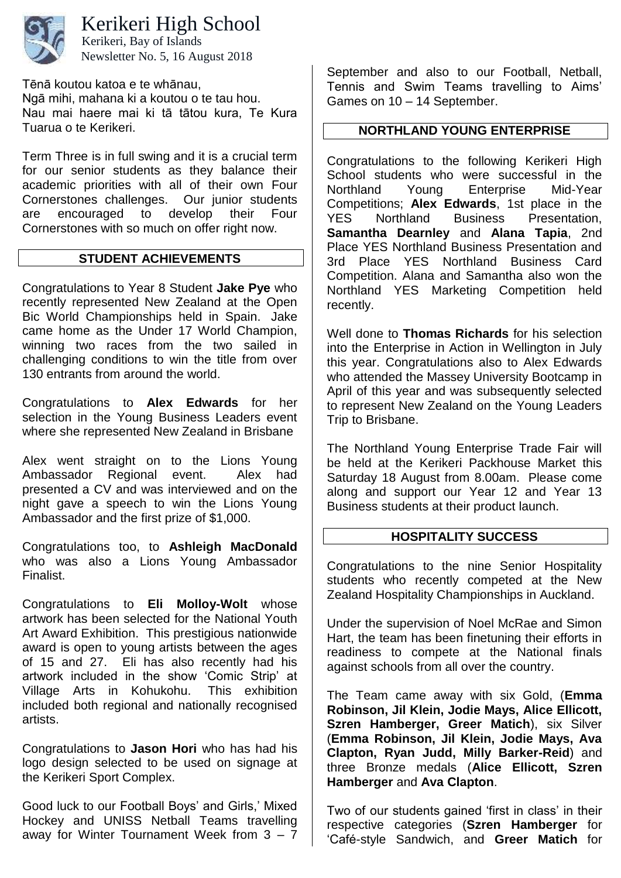# Kerikeri High School

Kerikeri, Bay of Islands

Newsletter No. 5, 16 August 2018

Tēnā koutou katoa e te whānau,
Ngā mihi, mahana ki a koutou o te tau hou.
Nau mai haere mai ki tā tātou kura, Te Kura Tuarua o te Kerikeri.

Term Three is in full swing and it is a crucial term for our senior students as they balance their academic priorities with all of their own Four Cornerstones challenges. Our junior students are encouraged to develop their Four Cornerstones with so much on offer right now.

## STUDENT ACHIEVEMENTS

Congratulations to Year 8 Student **Jake Pye** who recently represented New Zealand at the Open Bic World Championships held in Spain. Jake came home as the Under 17 World Champion, winning two races from the two sailed in challenging conditions to win the title from over 130 entrants from around the world.

Congratulations to **Alex Edwards** for her selection in the Young Business Leaders event where she represented New Zealand in Brisbane

Alex went straight on to the Lions Young Ambassador Regional event. Alex had presented a CV and was interviewed and on the night gave a speech to win the Lions Young Ambassador and the first prize of $1,000.

Congratulations too, to **Ashleigh MacDonald** who was also a Lions Young Ambassador Finalist.

Congratulations to **Eli Molloy-Wolt** whose artwork has been selected for the National Youth Art Award Exhibition. This prestigious nationwide award is open to young artists between the ages of 15 and 27. Eli has also recently had his artwork included in the show 'Comic Strip' at Village Arts in Kohukohu. This exhibition included both regional and nationally recognised artists.

Congratulations to **Jason Hori** who has had his logo design selected to be used on signage at the Kerikeri Sport Complex.

Good luck to our Football Boys' and Girls,' Mixed Hockey and UNISS Netball Teams travelling away for Winter Tournament Week from 3 – 7 September and also to our Football, Netball, Tennis and Swim Teams travelling to Aims' Games on 10 – 14 September.

## NORTHLAND YOUNG ENTERPRISE

Congratulations to the following Kerikeri High School students who were successful in the Northland Young Enterprise Mid-Year Competitions; **Alex Edwards**, 1st place in the YES Northland Business Presentation, **Samantha Dearnley** and **Alana Tapia**, 2nd Place YES Northland Business Presentation and 3rd Place YES Northland Business Card Competition. Alana and Samantha also won the Northland YES Marketing Competition held recently.

Well done to **Thomas Richards** for his selection into the Enterprise in Action in Wellington in July this year. Congratulations also to Alex Edwards who attended the Massey University Bootcamp in April of this year and was subsequently selected to represent New Zealand on the Young Leaders Trip to Brisbane.

The Northland Young Enterprise Trade Fair will be held at the Kerikeri Packhouse Market this Saturday 18 August from 8.00am. Please come along and support our Year 12 and Year 13 Business students at their product launch.

## HOSPITALITY SUCCESS

Congratulations to the nine Senior Hospitality students who recently competed at the New Zealand Hospitality Championships in Auckland.

Under the supervision of Noel McRae and Simon Hart, the team has been finetuning their efforts in readiness to compete at the National finals against schools from all over the country.

The Team came away with six Gold, (**Emma Robinson, Jil Klein, Jodie Mays, Alice Ellicott, Szren Hamberger, Greer Matich**), six Silver (**Emma Robinson, Jil Klein, Jodie Mays, Ava Clapton, Ryan Judd, Milly Barker-Reid**) and three Bronze medals (**Alice Ellicott, Szren Hamberger** and **Ava Clapton**.

Two of our students gained 'first in class' in their respective categories (**Szren Hamberger** for 'Café-style Sandwich, and **Greer Matich** for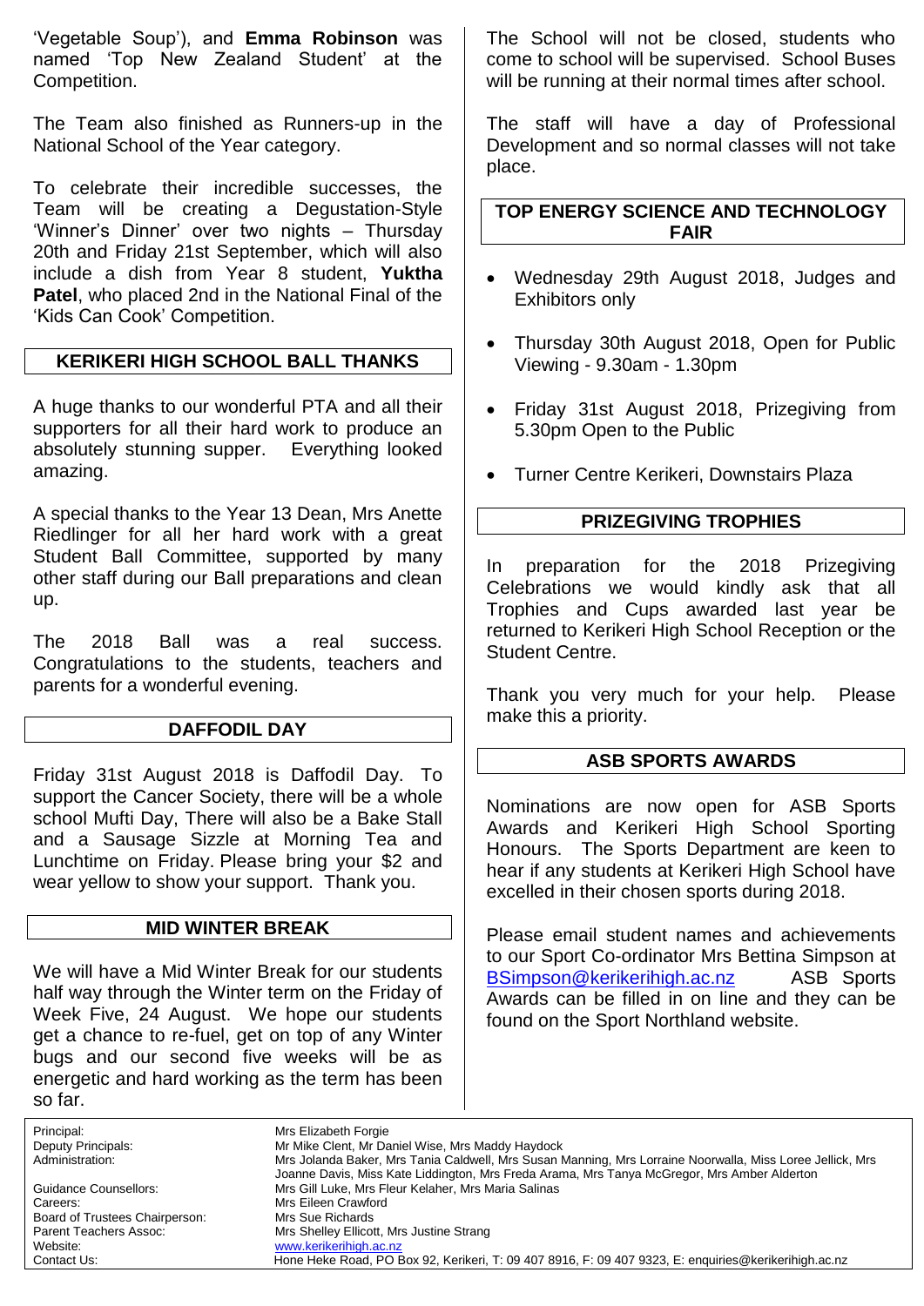'Vegetable Soup'), and **Emma Robinson** was named 'Top New Zealand Student' at the Competition.

The Team also finished as Runners-up in the National School of the Year category.

To celebrate their incredible successes, the Team will be creating a Degustation-Style 'Winner's Dinner' over two nights – Thursday 20th and Friday 21st September, which will also include a dish from Year 8 student, **Yuktha Patel**, who placed 2nd in the National Final of the 'Kids Can Cook' Competition.

## KERIKERI HIGH SCHOOL BALL THANKS

A huge thanks to our wonderful PTA and all their supporters for all their hard work to produce an absolutely stunning supper. Everything looked amazing.

A special thanks to the Year 13 Dean, Mrs Anette Riedlinger for all her hard work with a great Student Ball Committee, supported by many other staff during our Ball preparations and clean up.

The 2018 Ball was a real success. Congratulations to the students, teachers and parents for a wonderful evening.

## DAFFODIL DAY

Friday 31st August 2018 is Daffodil Day. To support the Cancer Society, there will be a whole school Mufti Day, There will also be a Bake Stall and a Sausage Sizzle at Morning Tea and Lunchtime on Friday. Please bring your $2 and wear yellow to show your support. Thank you.

## MID WINTER BREAK

We will have a Mid Winter Break for our students half way through the Winter term on the Friday of Week Five, 24 August. We hope our students get a chance to re-fuel, get on top of any Winter bugs and our second five weeks will be as energetic and hard working as the term has been so far.

The School will not be closed, students who come to school will be supervised. School Buses will be running at their normal times after school.

The staff will have a day of Professional Development and so normal classes will not take place.

## TOP ENERGY SCIENCE AND TECHNOLOGY FAIR

- Wednesday 29th August 2018, Judges and Exhibitors only
- Thursday 30th August 2018, Open for Public Viewing - 9.30am - 1.30pm
- Friday 31st August 2018, Prizegiving from 5.30pm Open to the Public
- Turner Centre Kerikeri, Downstairs Plaza

## PRIZEGIVING TROPHIES

In preparation for the 2018 Prizegiving Celebrations we would kindly ask that all Trophies and Cups awarded last year be returned to Kerikeri High School Reception or the Student Centre.

Thank you very much for your help. Please make this a priority.

## ASB SPORTS AWARDS

Nominations are now open for ASB Sports Awards and Kerikeri High School Sporting Honours. The Sports Department are keen to hear if any students at Kerikeri High School have excelled in their chosen sports during 2018.

Please email student names and achievements to our Sport Co-ordinator Mrs Bettina Simpson at BSimpson@kerikerihigh.ac.nz ASB Sports Awards can be filled in on line and they can be found on the Sport Northland website.

| | |
|---|---|
| Principal: | Mrs Elizabeth Forgie |
| Deputy Principals: | Mr Mike Clent, Mr Daniel Wise, Mrs Maddy Haydock |
| Administration: | Mrs Jolanda Baker, Mrs Tania Caldwell, Mrs Susan Manning, Mrs Lorraine Noorwalla, Miss Loree Jellick, Mrs Joanne Davis, Miss Kate Liddington, Mrs Freda Arama, Mrs Tanya McGregor, Mrs Amber Alderton |
| Guidance Counsellors: | Mrs Gill Luke, Mrs Fleur Kelaher, Mrs Maria Salinas |
| Careers: | Mrs Eileen Crawford |
| Board of Trustees Chairperson: | Mrs Sue Richards |
| Parent Teachers Assoc: | Mrs Shelley Ellicott, Mrs Justine Strang |
| Website: | www.kerikerihigh.ac.nz |
| Contact Us: | Hone Heke Road, PO Box 92, Kerikeri, T: 09 407 8916, F: 09 407 9323, E: enquiries@kerikerihigh.ac.nz |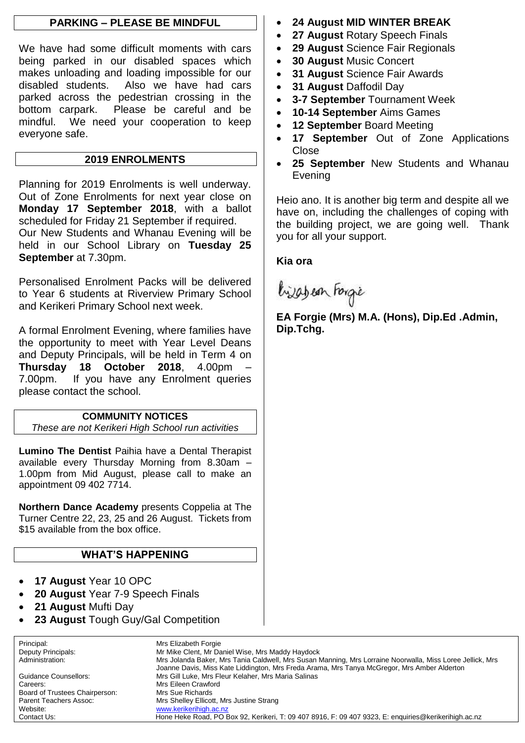## PARKING – PLEASE BE MINDFUL

We have had some difficult moments with cars being parked in our disabled spaces which makes unloading and loading impossible for our disabled students. Also we have had cars parked across the pedestrian crossing in the bottom carpark. Please be careful and be mindful. We need your cooperation to keep everyone safe.

## 2019 ENROLMENTS

Planning for 2019 Enrolments is well underway. Out of Zone Enrolments for next year close on **Monday 17 September 2018**, with a ballot scheduled for Friday 21 September if required. Our New Students and Whanau Evening will be held in our School Library on **Tuesday 25 September** at 7.30pm.

Personalised Enrolment Packs will be delivered to Year 6 students at Riverview Primary School and Kerikeri Primary School next week.

A formal Enrolment Evening, where families have the opportunity to meet with Year Level Deans and Deputy Principals, will be held in Term 4 on **Thursday 18 October 2018**, 4.00pm – 7.00pm. If you have any Enrolment queries please contact the school.

## COMMUNITY NOTICES

*These are not Kerikeri High School run activities*

**Lumino The Dentist** Paihia have a Dental Therapist available every Thursday Morning from 8.30am – 1.00pm from Mid August, please call to make an appointment 09 402 7714.

**Northern Dance Academy** presents Coppelia at The Turner Centre 22, 23, 25 and 26 August. Tickets from $15 available from the box office.

## WHAT'S HAPPENING

- **17 August** Year 10 OPC
- **20 August** Year 7-9 Speech Finals
- **21 August** Mufti Day
- **23 August** Tough Guy/Gal Competition
- **24 August MID WINTER BREAK**
- **27 August** Rotary Speech Finals
- **29 August** Science Fair Regionals
- **30 August** Music Concert
- **31 August** Science Fair Awards
- **31 August** Daffodil Day
- **3-7 September** Tournament Week
- **10-14 September** Aims Games
- **12 September** Board Meeting
- **17 September** Out of Zone Applications Close
- **25 September** New Students and Whanau Evening

Heio ano. It is another big term and despite all we have on, including the challenges of coping with the building project, we are going well. Thank you for all your support.

**Kia ora**

Elizabeth Forgie

**EA Forgie (Mrs) M.A. (Hons), Dip.Ed .Admin, Dip.Tchg.**

| | |
|---|---|
| Principal: | Mrs Elizabeth Forgie |
| Deputy Principals: | Mr Mike Clent, Mr Daniel Wise, Mrs Maddy Haydock |
| Administration: | Mrs Jolanda Baker, Mrs Tania Caldwell, Mrs Susan Manning, Mrs Lorraine Noorwalla, Miss Loree Jellick, Mrs Joanne Davis, Miss Kate Liddington, Mrs Freda Arama, Mrs Tanya McGregor, Mrs Amber Alderton |
| Guidance Counsellors: | Mrs Gill Luke, Mrs Fleur Kelaher, Mrs Maria Salinas |
| Careers: | Mrs Eileen Crawford |
| Board of Trustees Chairperson: | Mrs Sue Richards |
| Parent Teachers Assoc: | Mrs Shelley Ellicott, Mrs Justine Strang |
| Website: | www.kerikerihigh.ac.nz |
| Contact Us: | Hone Heke Road, PO Box 92, Kerikeri, T: 09 407 8916, F: 09 407 9323, E: enquiries@kerikerihigh.ac.nz |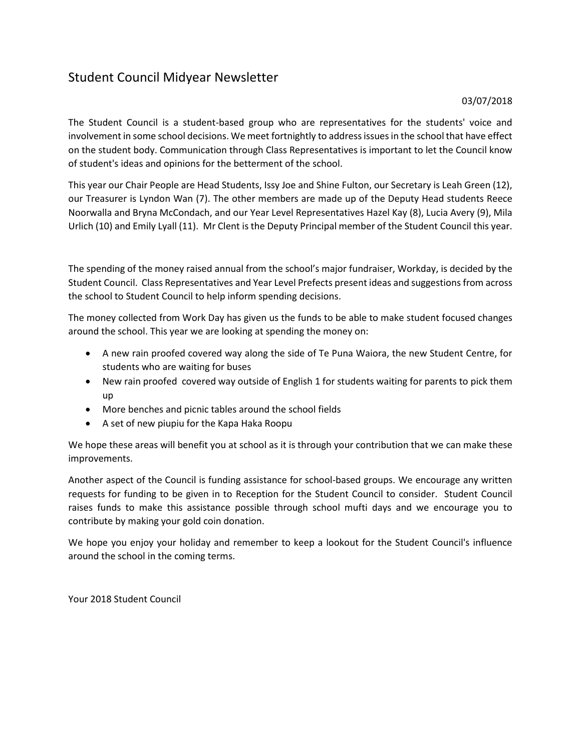# Student Council Midyear Newsletter

03/07/2018

The Student Council is a student-based group who are representatives for the students' voice and involvement in some school decisions. We meet fortnightly to address issues in the school that have effect on the student body. Communication through Class Representatives is important to let the Council know of student's ideas and opinions for the betterment of the school.

This year our Chair People are Head Students, Issy Joe and Shine Fulton, our Secretary is Leah Green (12), our Treasurer is Lyndon Wan (7). The other members are made up of the Deputy Head students Reece Noorwalla and Bryna McCondach, and our Year Level Representatives Hazel Kay (8), Lucia Avery (9), Mila Urlich (10) and Emily Lyall (11). Mr Clent is the Deputy Principal member of the Student Council this year.

The spending of the money raised annual from the school's major fundraiser, Workday, is decided by the Student Council. Class Representatives and Year Level Prefects present ideas and suggestions from across the school to Student Council to help inform spending decisions.

The money collected from Work Day has given us the funds to be able to make student focused changes around the school. This year we are looking at spending the money on:

- A new rain proofed covered way along the side of Te Puna Waiora, the new Student Centre, for students who are waiting for buses
- New rain proofed covered way outside of English 1 for students waiting for parents to pick them up
- More benches and picnic tables around the school fields
- A set of new piupiu for the Kapa Haka Roopu

We hope these areas will benefit you at school as it is through your contribution that we can make these improvements.

Another aspect of the Council is funding assistance for school-based groups. We encourage any written requests for funding to be given in to Reception for the Student Council to consider. Student Council raises funds to make this assistance possible through school mufti days and we encourage you to contribute by making your gold coin donation.

We hope you enjoy your holiday and remember to keep a lookout for the Student Council's influence around the school in the coming terms.

Your 2018 Student Council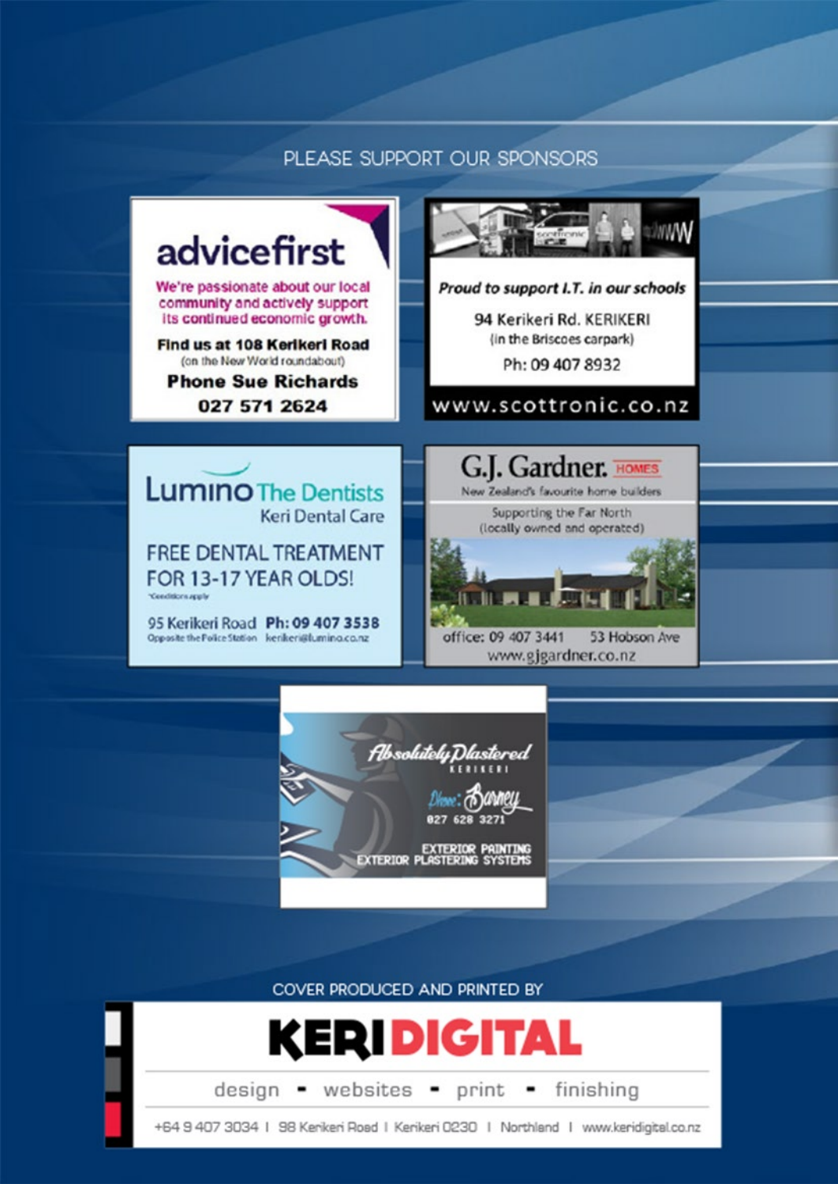## PLEASE SUPPORT OUR SPONSORS

**advicefirst**

We're passionate about our local community and actively support its continued economic growth.

**Find us at 108 Kerikeri Road**
(on the New World roundabout)

**Phone Sue Richards**
**027 571 2624**

---

*Proud to support I.T. in our schools*

94 Kerikeri Rd. KERIKERI
(in the Briscoes carpark)

Ph: 09 407 8932

www.scottronic.co.nz

---

**Lumino The Dentists**
Keri Dental Care

FREE DENTAL TREATMENT FOR 13-17 YEAR OLDS!
*Conditions apply

95 Kerikeri Road **Ph: 09 407 3538**
Opposite the Police Station kerikeri@lumino.co.nz

---

**G.J. Gardner. HOMES**
New Zealand's favourite home builders

Supporting the Far North
(locally owned and operated)

office: 09 407 3441 53 Hobson Ave
www.gjgardner.co.nz

---

*Absolutely Plastered*
KERIKERI

Phone: Barney
027 628 3271

EXTERIOR PAINTING
EXTERIOR PLASTERING SYSTEMS

---

COVER PRODUCED AND PRINTED BY

**KERI DIGITAL**

design - websites - print - finishing

+64 9 407 3034 | 98 Kerikeri Road | Kerikeri 0230 | Northland | www.keridigital.co.nz